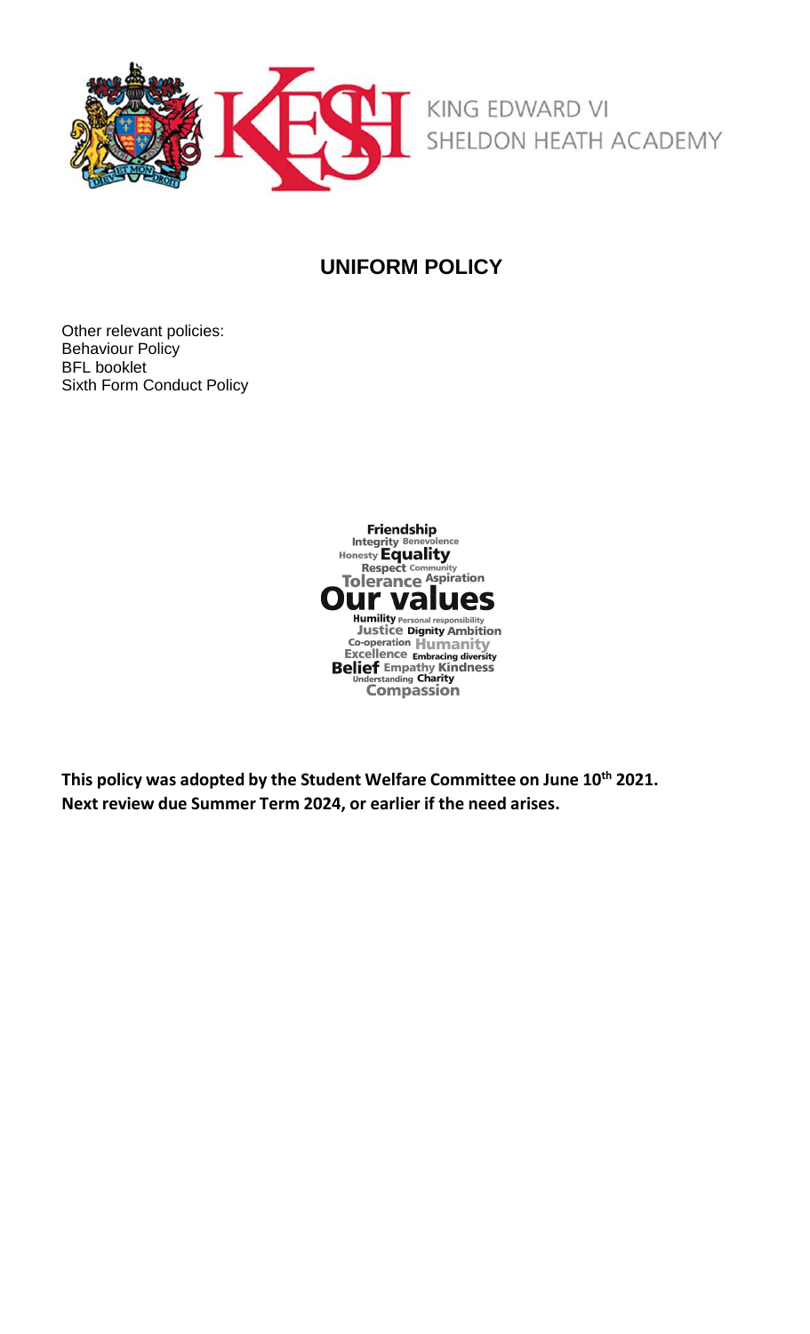KING EDWARD VI
SHELDON HEATH ACADEMY

# UNIFORM POLICY

Other relevant policies:
Behaviour Policy
BFL booklet
Sixth Form Conduct Policy

Friendship
Integrity Benevolence
Honesty Equality
Respect Community
Tolerance Aspiration
Our values
Humility Personal responsibility
Justice Dignity Ambition
Co-operation Humanity
Excellence Embracing diversity
Belief Empathy Kindness
Understanding Charity
Compassion

**This policy was adopted by the Student Welfare Committee on June 10th 2021.**
**Next review due Summer Term 2024, or earlier if the need arises.**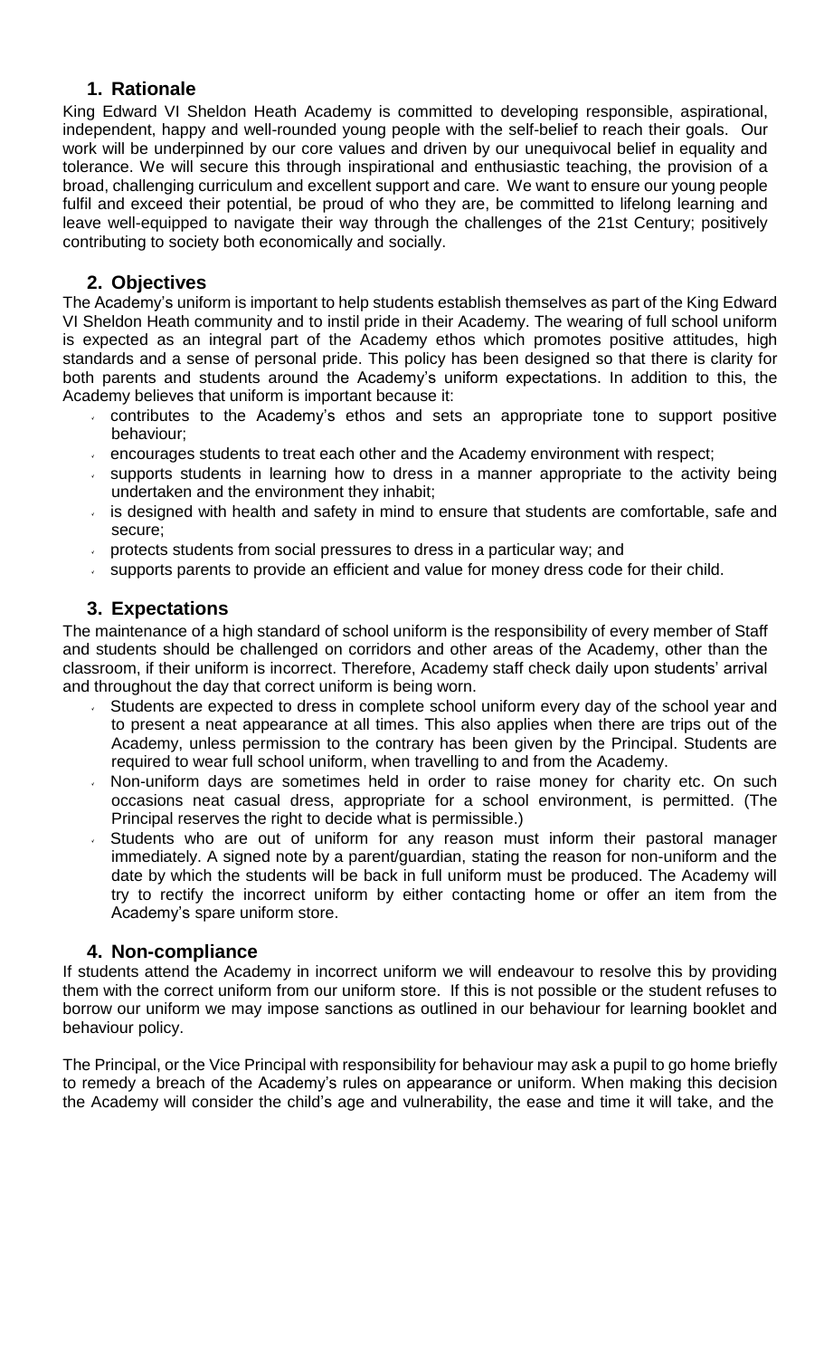## 1. Rationale

King Edward VI Sheldon Heath Academy is committed to developing responsible, aspirational, independent, happy and well-rounded young people with the self-belief to reach their goals. Our work will be underpinned by our core values and driven by our unequivocal belief in equality and tolerance. We will secure this through inspirational and enthusiastic teaching, the provision of a broad, challenging curriculum and excellent support and care. We want to ensure our young people fulfil and exceed their potential, be proud of who they are, be committed to lifelong learning and leave well-equipped to navigate their way through the challenges of the 21st Century; positively contributing to society both economically and socially.

## 2. Objectives

The Academy's uniform is important to help students establish themselves as part of the King Edward VI Sheldon Heath community and to instil pride in their Academy. The wearing of full school uniform is expected as an integral part of the Academy ethos which promotes positive attitudes, high standards and a sense of personal pride. This policy has been designed so that there is clarity for both parents and students around the Academy's uniform expectations. In addition to this, the Academy believes that uniform is important because it:

- contributes to the Academy's ethos and sets an appropriate tone to support positive behaviour;
- encourages students to treat each other and the Academy environment with respect;
- supports students in learning how to dress in a manner appropriate to the activity being undertaken and the environment they inhabit;
- is designed with health and safety in mind to ensure that students are comfortable, safe and secure;
- protects students from social pressures to dress in a particular way; and
- supports parents to provide an efficient and value for money dress code for their child.

## 3. Expectations

The maintenance of a high standard of school uniform is the responsibility of every member of Staff and students should be challenged on corridors and other areas of the Academy, other than the classroom, if their uniform is incorrect. Therefore, Academy staff check daily upon students' arrival and throughout the day that correct uniform is being worn.

- Students are expected to dress in complete school uniform every day of the school year and to present a neat appearance at all times. This also applies when there are trips out of the Academy, unless permission to the contrary has been given by the Principal. Students are required to wear full school uniform, when travelling to and from the Academy.
- Non-uniform days are sometimes held in order to raise money for charity etc. On such occasions neat casual dress, appropriate for a school environment, is permitted. (The Principal reserves the right to decide what is permissible.)
- Students who are out of uniform for any reason must inform their pastoral manager immediately. A signed note by a parent/guardian, stating the reason for non-uniform and the date by which the students will be back in full uniform must be produced. The Academy will try to rectify the incorrect uniform by either contacting home or offer an item from the Academy's spare uniform store.

## 4. Non-compliance

If students attend the Academy in incorrect uniform we will endeavour to resolve this by providing them with the correct uniform from our uniform store. If this is not possible or the student refuses to borrow our uniform we may impose sanctions as outlined in our behaviour for learning booklet and behaviour policy.

The Principal, or the Vice Principal with responsibility for behaviour may ask a pupil to go home briefly to remedy a breach of the Academy's rules on appearance or uniform. When making this decision the Academy will consider the child's age and vulnerability, the ease and time it will take, and the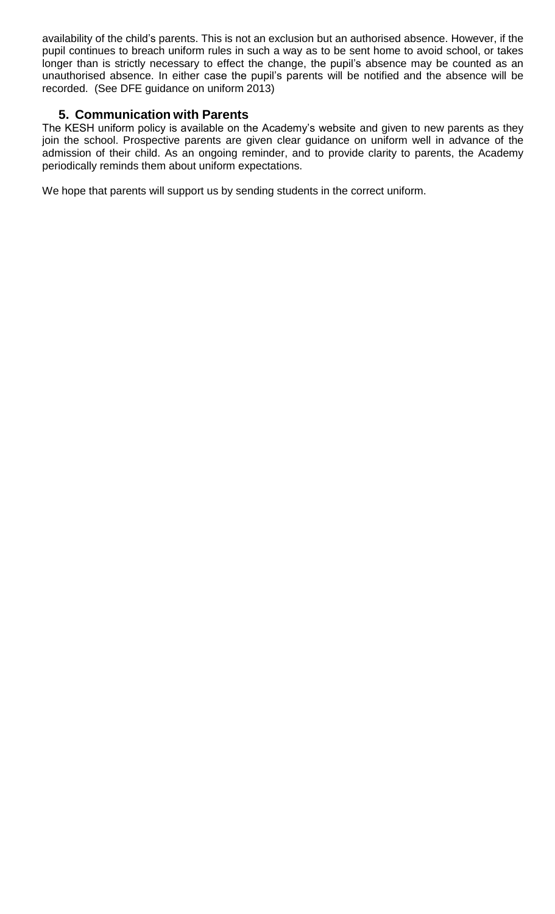availability of the child's parents. This is not an exclusion but an authorised absence. However, if the pupil continues to breach uniform rules in such a way as to be sent home to avoid school, or takes longer than is strictly necessary to effect the change, the pupil's absence may be counted as an unauthorised absence. In either case the pupil's parents will be notified and the absence will be recorded. (See DFE guidance on uniform 2013)

## 5. Communication with Parents

The KESH uniform policy is available on the Academy's website and given to new parents as they join the school. Prospective parents are given clear guidance on uniform well in advance of the admission of their child. As an ongoing reminder, and to provide clarity to parents, the Academy periodically reminds them about uniform expectations.

We hope that parents will support us by sending students in the correct uniform.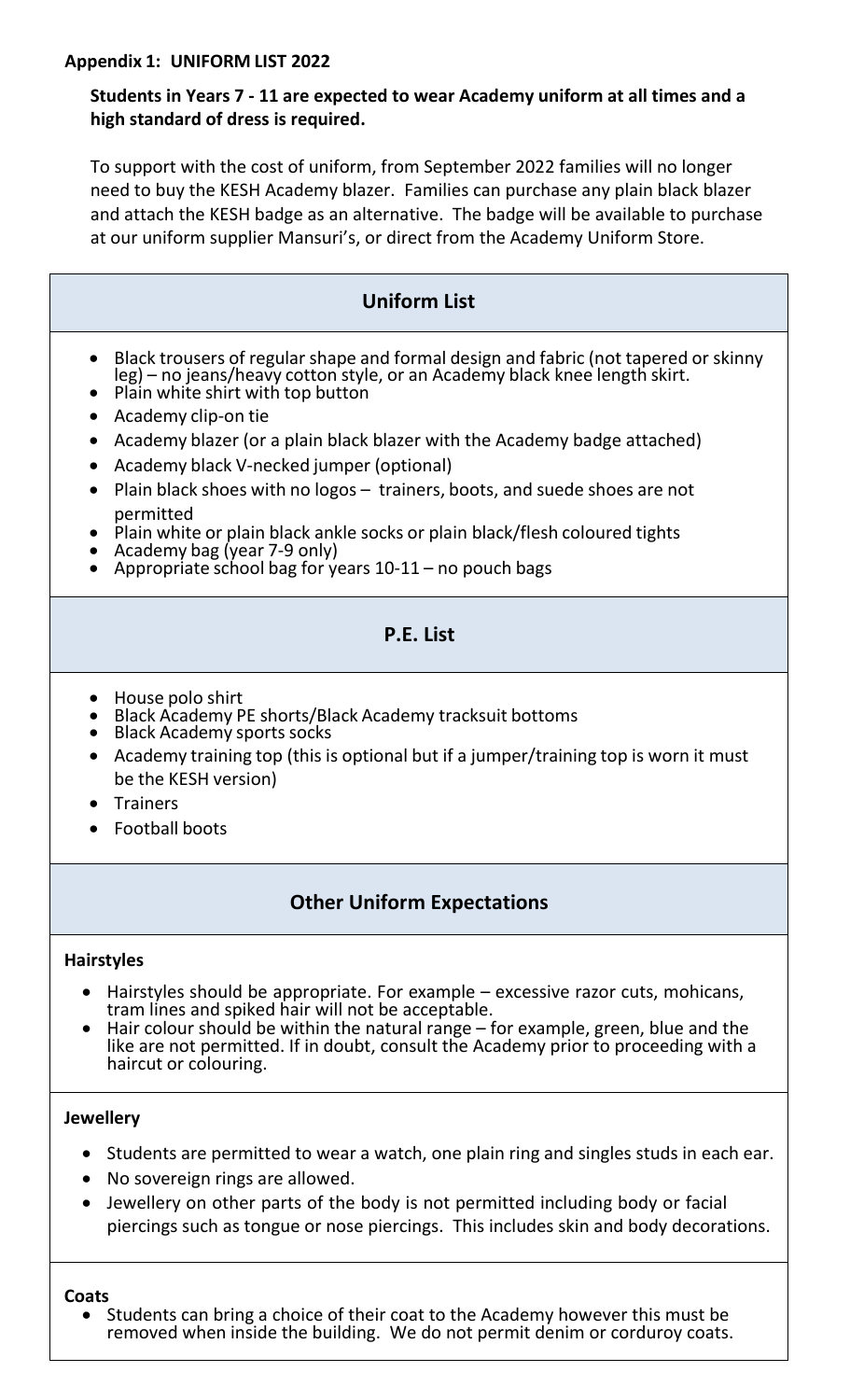**Appendix 1: UNIFORM LIST 2022**

**Students in Years 7 - 11 are expected to wear Academy uniform at all times and a high standard of dress is required.**

To support with the cost of uniform, from September 2022 families will no longer need to buy the KESH Academy blazer. Families can purchase any plain black blazer and attach the KESH badge as an alternative. The badge will be available to purchase at our uniform supplier Mansuri's, or direct from the Academy Uniform Store.

## Uniform List

- Black trousers of regular shape and formal design and fabric (not tapered or skinny leg) – no jeans/heavy cotton style, or an Academy black knee length skirt.
- Plain white shirt with top button
- Academy clip-on tie
- Academy blazer (or a plain black blazer with the Academy badge attached)
- Academy black V-necked jumper (optional)
- Plain black shoes with no logos – trainers, boots, and suede shoes are not permitted
- Plain white or plain black ankle socks or plain black/flesh coloured tights
- Academy bag (year 7-9 only)
- Appropriate school bag for years 10-11 – no pouch bags

## P.E. List

- House polo shirt
- Black Academy PE shorts/Black Academy tracksuit bottoms
- Black Academy sports socks
- Academy training top (this is optional but if a jumper/training top is worn it must be the KESH version)
- Trainers
- Football boots

## Other Uniform Expectations

**Hairstyles**

- Hairstyles should be appropriate. For example – excessive razor cuts, mohicans, tram lines and spiked hair will not be acceptable.
- Hair colour should be within the natural range – for example, green, blue and the like are not permitted. If in doubt, consult the Academy prior to proceeding with a haircut or colouring.

**Jewellery**

- Students are permitted to wear a watch, one plain ring and singles studs in each ear.
- No sovereign rings are allowed.
- Jewellery on other parts of the body is not permitted including body or facial piercings such as tongue or nose piercings. This includes skin and body decorations.

**Coats**

- Students can bring a choice of their coat to the Academy however this must be removed when inside the building. We do not permit denim or corduroy coats.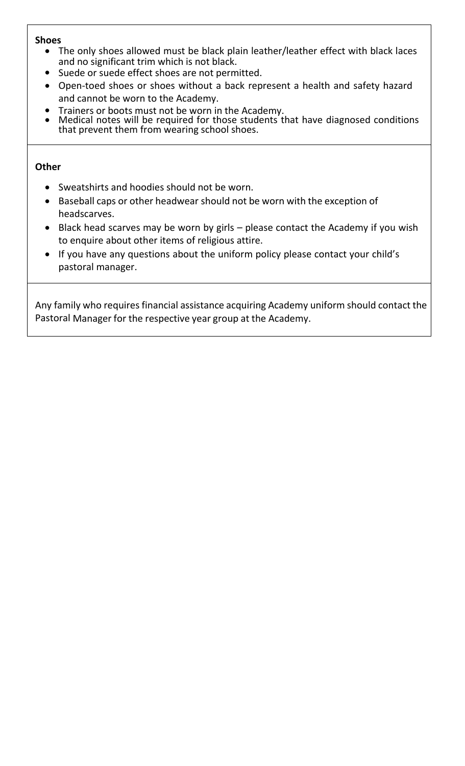**Shoes**

- The only shoes allowed must be black plain leather/leather effect with black laces and no significant trim which is not black.
- Suede or suede effect shoes are not permitted.
- Open-toed shoes or shoes without a back represent a health and safety hazard and cannot be worn to the Academy.
- Trainers or boots must not be worn in the Academy.
- Medical notes will be required for those students that have diagnosed conditions that prevent them from wearing school shoes.

**Other**

- Sweatshirts and hoodies should not be worn.
- Baseball caps or other headwear should not be worn with the exception of headscarves.
- Black head scarves may be worn by girls – please contact the Academy if you wish to enquire about other items of religious attire.
- If you have any questions about the uniform policy please contact your child's pastoral manager.

Any family who requires financial assistance acquiring Academy uniform should contact the Pastoral Manager for the respective year group at the Academy.